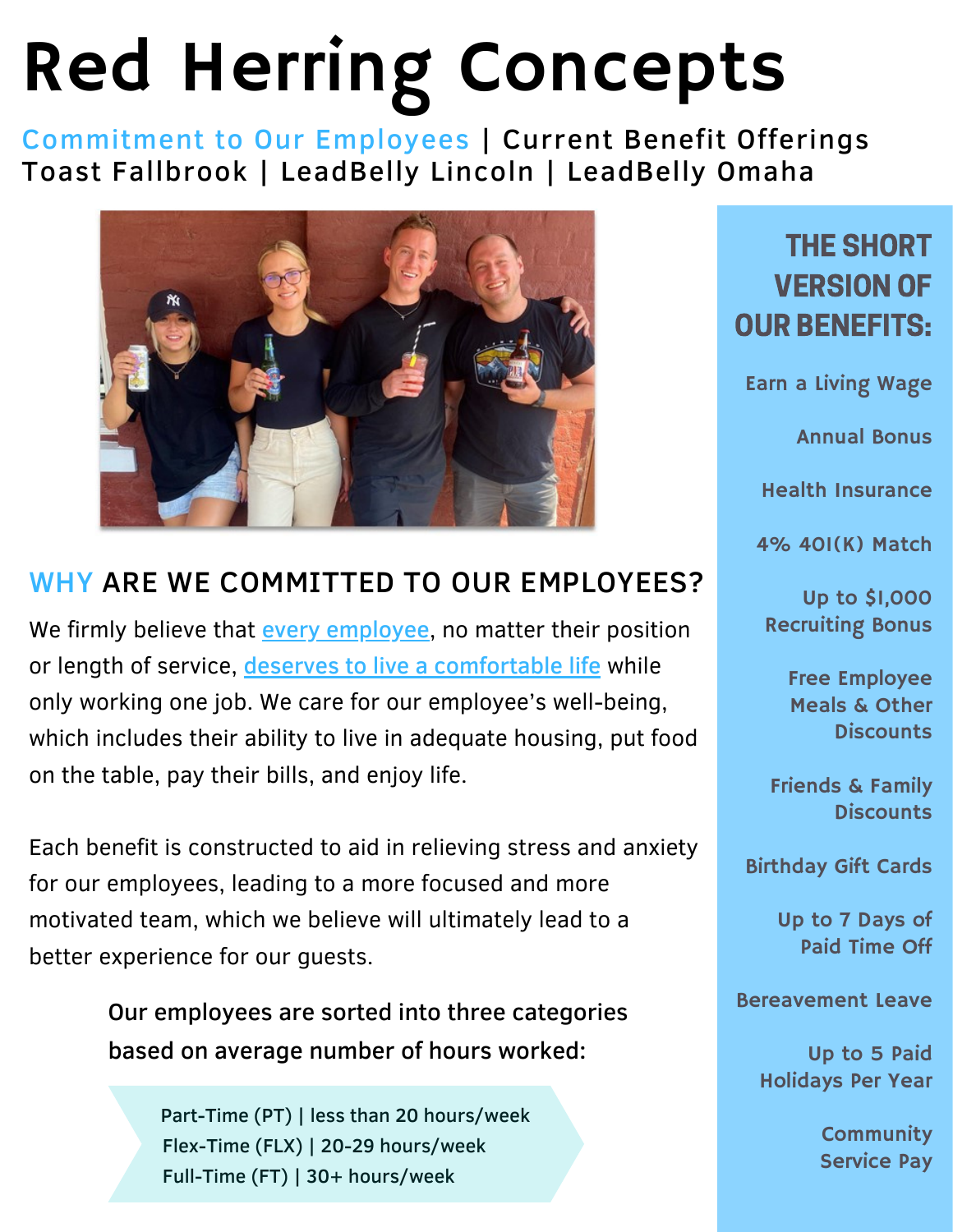# Red Herring Concepts

Commitment to Our Employees | Current Benefit Offerings
Toast Fallbrook | LeadBelly Lincoln | LeadBelly Omaha

## WHY ARE WE COMMITTED TO OUR EMPLOYEES?

We firmly believe that every employee, no matter their position or length of service, deserves to live a comfortable life while only working one job. We care for our employee's well-being, which includes their ability to live in adequate housing, put food on the table, pay their bills, and enjoy life.

Each benefit is constructed to aid in relieving stress and anxiety for our employees, leading to a more focused and more motivated team, which we believe will ultimately lead to a better experience for our guests.

Our employees are sorted into three categories based on average number of hours worked:

- Part-Time (PT) | less than 20 hours/week
- Flex-Time (FLX) | 20-29 hours/week
- Full-Time (FT) | 30+ hours/week

## THE SHORT VERSION OF OUR BENEFITS:

- Earn a Living Wage
- Annual Bonus
- Health Insurance
- 4% 401(K) Match
- Up to $1,000 Recruiting Bonus
- Free Employee Meals & Other Discounts
- Friends & Family Discounts
- Birthday Gift Cards
- Up to 7 Days of Paid Time Off
- Bereavement Leave
- Up to 5 Paid Holidays Per Year
- Community Service Pay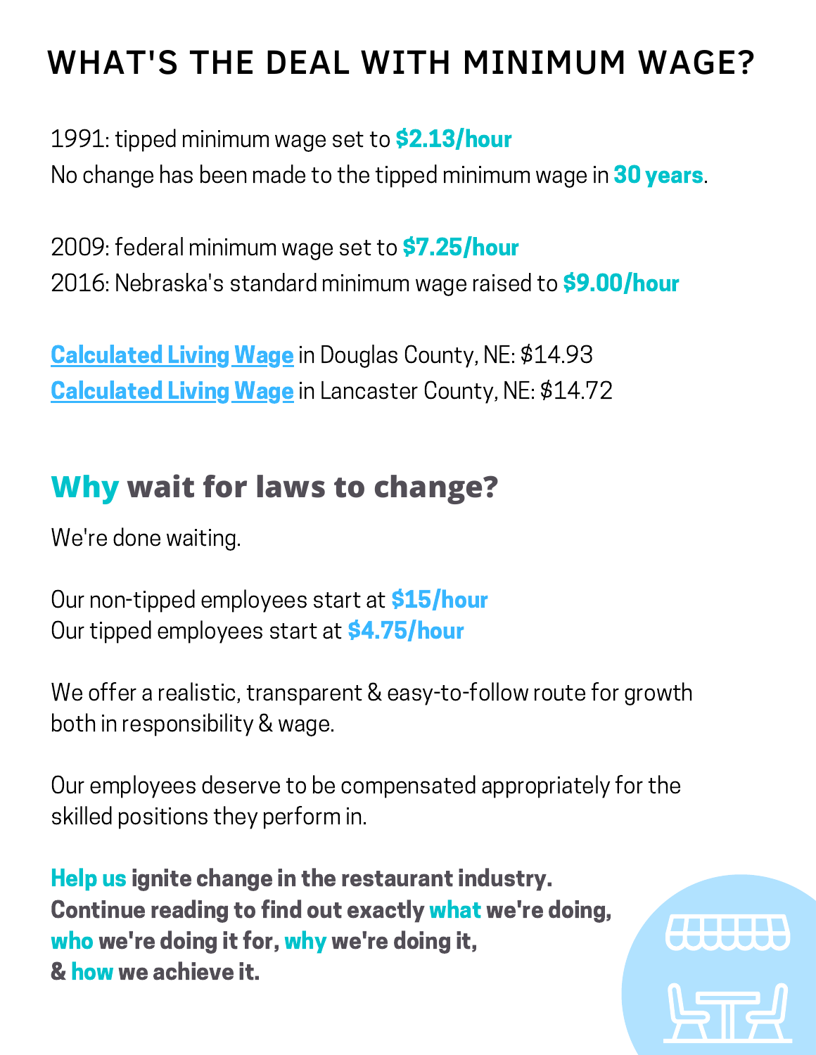# WHAT'S THE DEAL WITH MINIMUM WAGE?

1991: tipped minimum wage set to **$2.13/hour**
No change has been made to the tipped minimum wage in **30 years**.

2009: federal minimum wage set to **$7.25/hour**
2016: Nebraska's standard minimum wage raised to **$9.00/hour**

**Calculated Living Wage** in Douglas County, NE: $14.93
**Calculated Living Wage** in Lancaster County, NE: $14.72

## Why wait for laws to change?

We're done waiting.

Our non-tipped employees start at **$15/hour**
Our tipped employees start at **$4.75/hour**

We offer a realistic, transparent & easy-to-follow route for growth both in responsibility & wage.

Our employees deserve to be compensated appropriately for the skilled positions they perform in.

**Help us ignite change in the restaurant industry.
Continue reading to find out exactly what we're doing, who we're doing it for, why we're doing it, & how we achieve it.**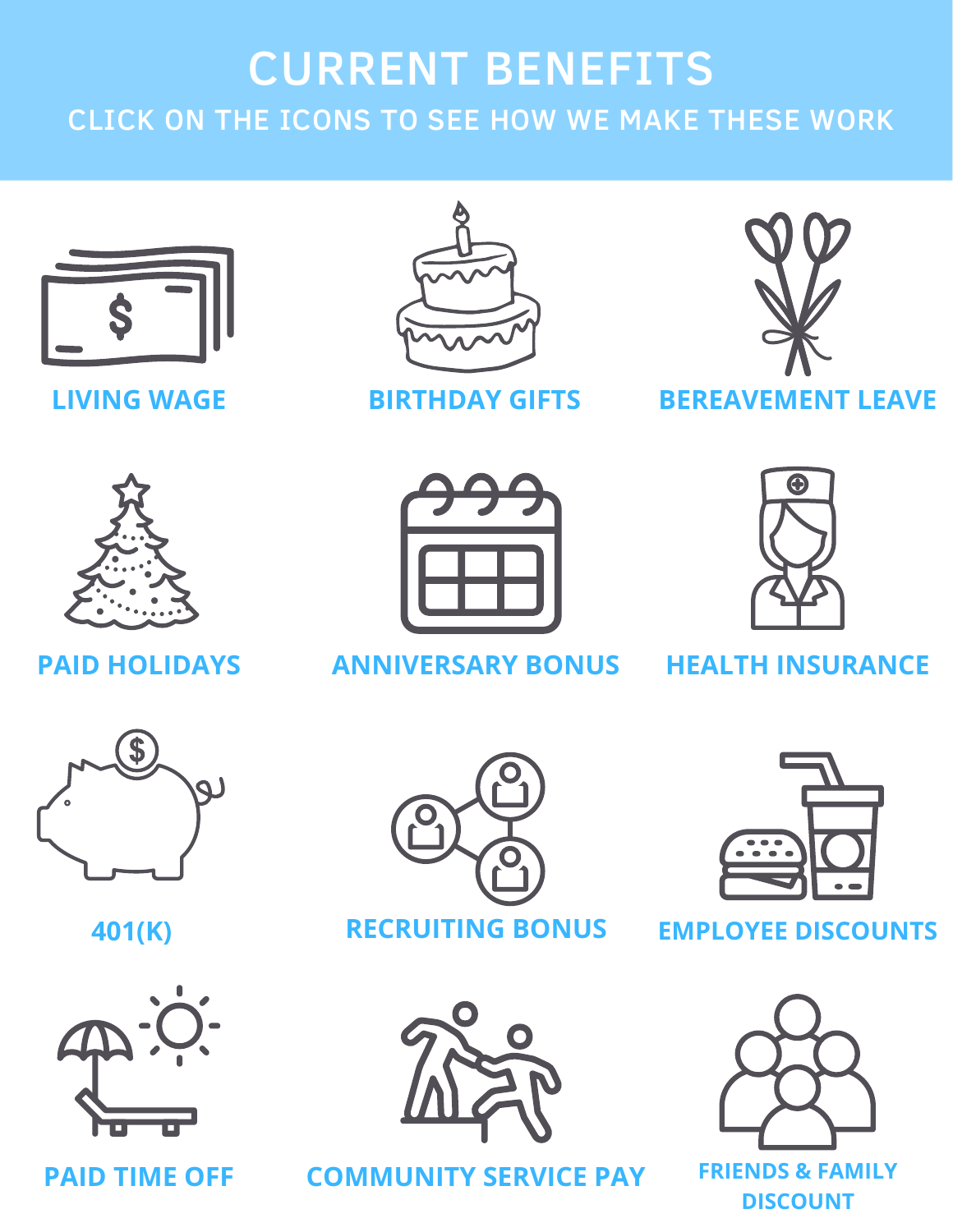# CURRENT BENEFITS

## CLICK ON THE ICONS TO SEE HOW WE MAKE THESE WORK

**LIVING WAGE**

**BIRTHDAY GIFTS**

**BEREAVEMENT LEAVE**

**PAID HOLIDAYS**

**ANNIVERSARY BONUS**

**HEALTH INSURANCE**

**401(K)**

**RECRUITING BONUS**

**EMPLOYEE DISCOUNTS**

**PAID TIME OFF**

**COMMUNITY SERVICE PAY**

**FRIENDS & FAMILY DISCOUNT**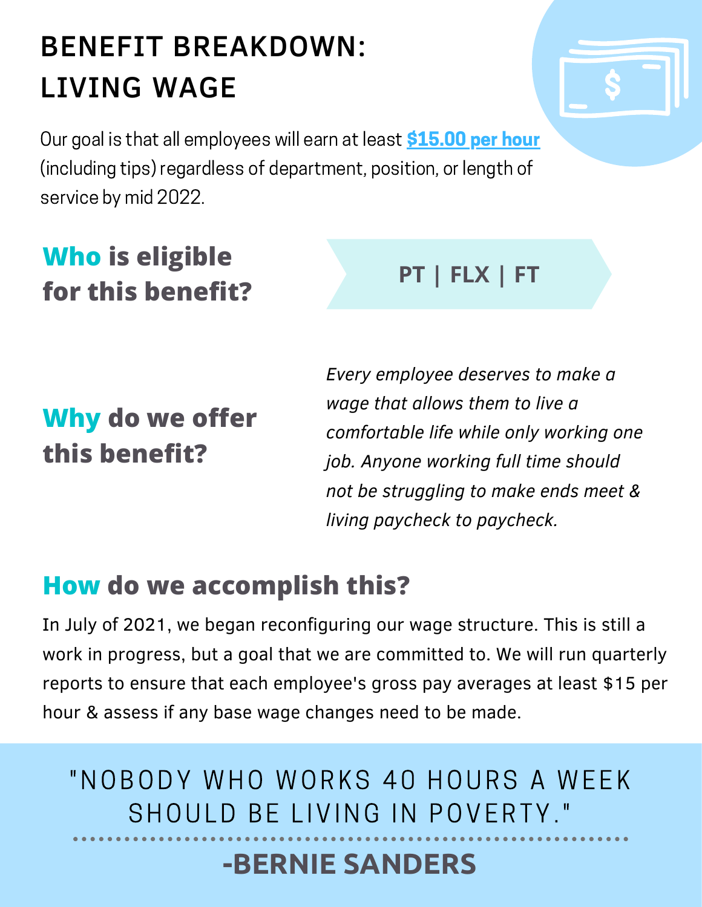# BENEFIT BREAKDOWN: LIVING WAGE

Our goal is that all employees will earn at least **$15.00 per hour** (including tips) regardless of department, position, or length of service by mid 2022.

## Who is eligible for this benefit?

**PT | FLX | FT**

## Why do we offer this benefit?

*Every employee deserves to make a wage that allows them to live a comfortable life while only working one job. Anyone working full time should not be struggling to make ends meet & living paycheck to paycheck.*

## How do we accomplish this?

In July of 2021, we began reconfiguring our wage structure. This is still a work in progress, but a goal that we are committed to. We will run quarterly reports to ensure that each employee's gross pay averages at least $15 per hour & assess if any base wage changes need to be made.

"NOBODY WHO WORKS 40 HOURS A WEEK SHOULD BE LIVING IN POVERTY."

**-BERNIE SANDERS**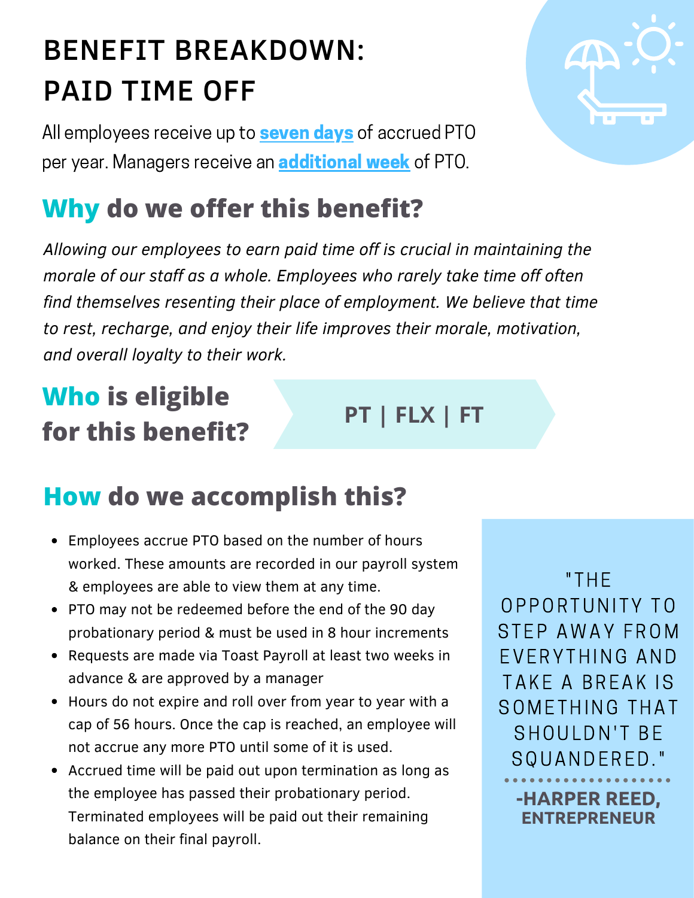# BENEFIT BREAKDOWN: PAID TIME OFF

All employees receive up to **seven days** of accrued PTO per year. Managers receive an **additional week** of PTO.

## Why do we offer this benefit?

*Allowing our employees to earn paid time off is crucial in maintaining the morale of our staff as a whole. Employees who rarely take time off often find themselves resenting their place of employment. We believe that time to rest, recharge, and enjoy their life improves their morale, motivation, and overall loyalty to their work.*

## Who is eligible for this benefit?

**PT | FLX | FT**

## How do we accomplish this?

- Employees accrue PTO based on the number of hours worked. These amounts are recorded in our payroll system & employees are able to view them at any time.
- PTO may not be redeemed before the end of the 90 day probationary period & must be used in 8 hour increments
- Requests are made via Toast Payroll at least two weeks in advance & are approved by a manager
- Hours do not expire and roll over from year to year with a cap of 56 hours. Once the cap is reached, an employee will not accrue any more PTO until some of it is used.
- Accrued time will be paid out upon termination as long as the employee has passed their probationary period. Terminated employees will be paid out their remaining balance on their final payroll.

> "THE OPPORTUNITY TO STEP AWAY FROM EVERYTHING AND TAKE A BREAK IS SOMETHING THAT SHOULDN'T BE SQUANDERED."
>
> **-HARPER REED, ENTREPRENEUR**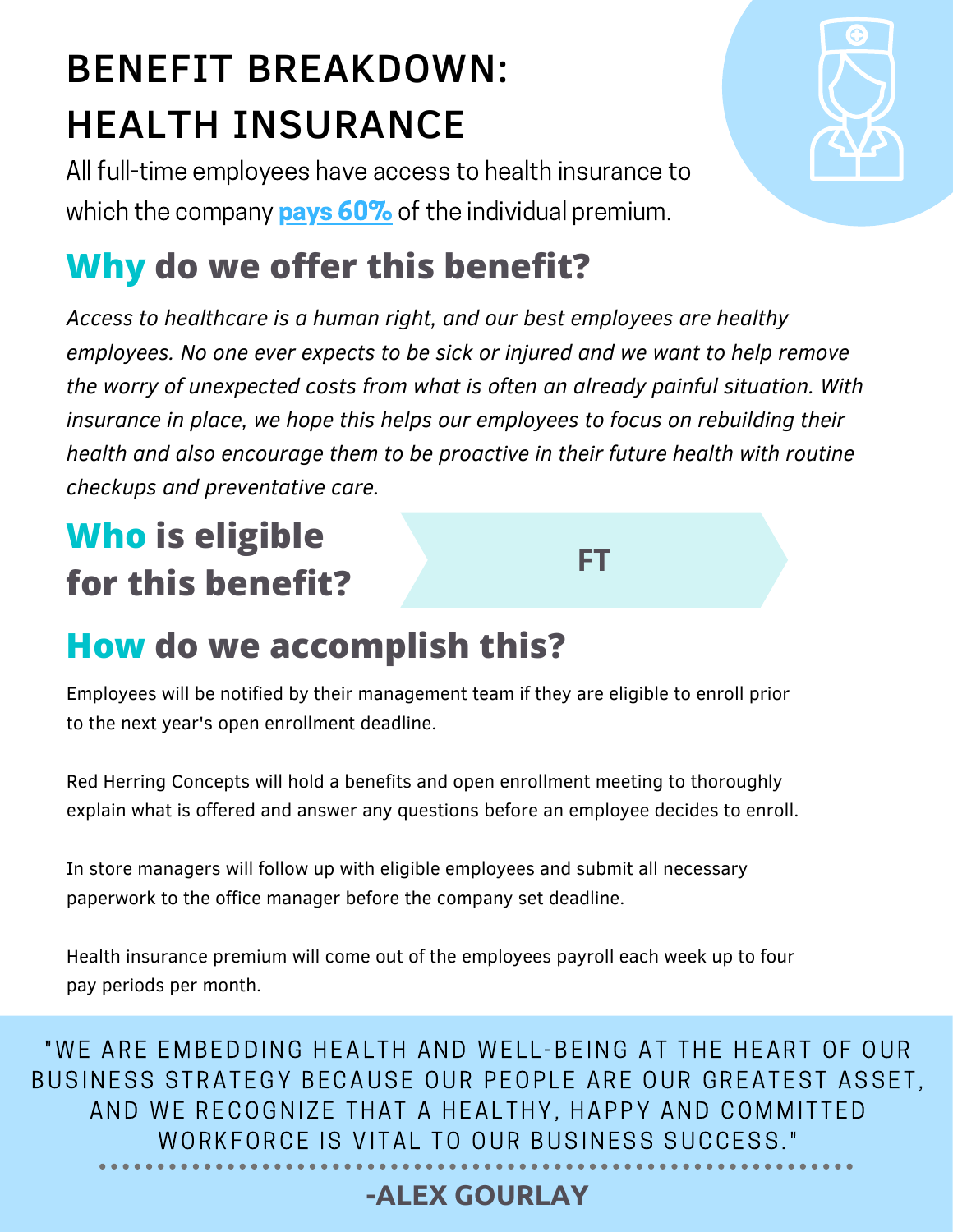# BENEFIT BREAKDOWN: HEALTH INSURANCE

All full-time employees have access to health insurance to which the company **pays 60%** of the individual premium.

## Why do we offer this benefit?

*Access to healthcare is a human right, and our best employees are healthy employees. No one ever expects to be sick or injured and we want to help remove the worry of unexpected costs from what is often an already painful situation. With insurance in place, we hope this helps our employees to focus on rebuilding their health and also encourage them to be proactive in their future health with routine checkups and preventative care.*

## Who is eligible for this benefit?

**FT**

## How do we accomplish this?

Employees will be notified by their management team if they are eligible to enroll prior to the next year's open enrollment deadline.

Red Herring Concepts will hold a benefits and open enrollment meeting to thoroughly explain what is offered and answer any questions before an employee decides to enroll.

In store managers will follow up with eligible employees and submit all necessary paperwork to the office manager before the company set deadline.

Health insurance premium will come out of the employees payroll each week up to four pay periods per month.

"WE ARE EMBEDDING HEALTH AND WELL-BEING AT THE HEART OF OUR BUSINESS STRATEGY BECAUSE OUR PEOPLE ARE OUR GREATEST ASSET, AND WE RECOGNIZE THAT A HEALTHY, HAPPY AND COMMITTED WORKFORCE IS VITAL TO OUR BUSINESS SUCCESS."

**-ALEX GOURLAY**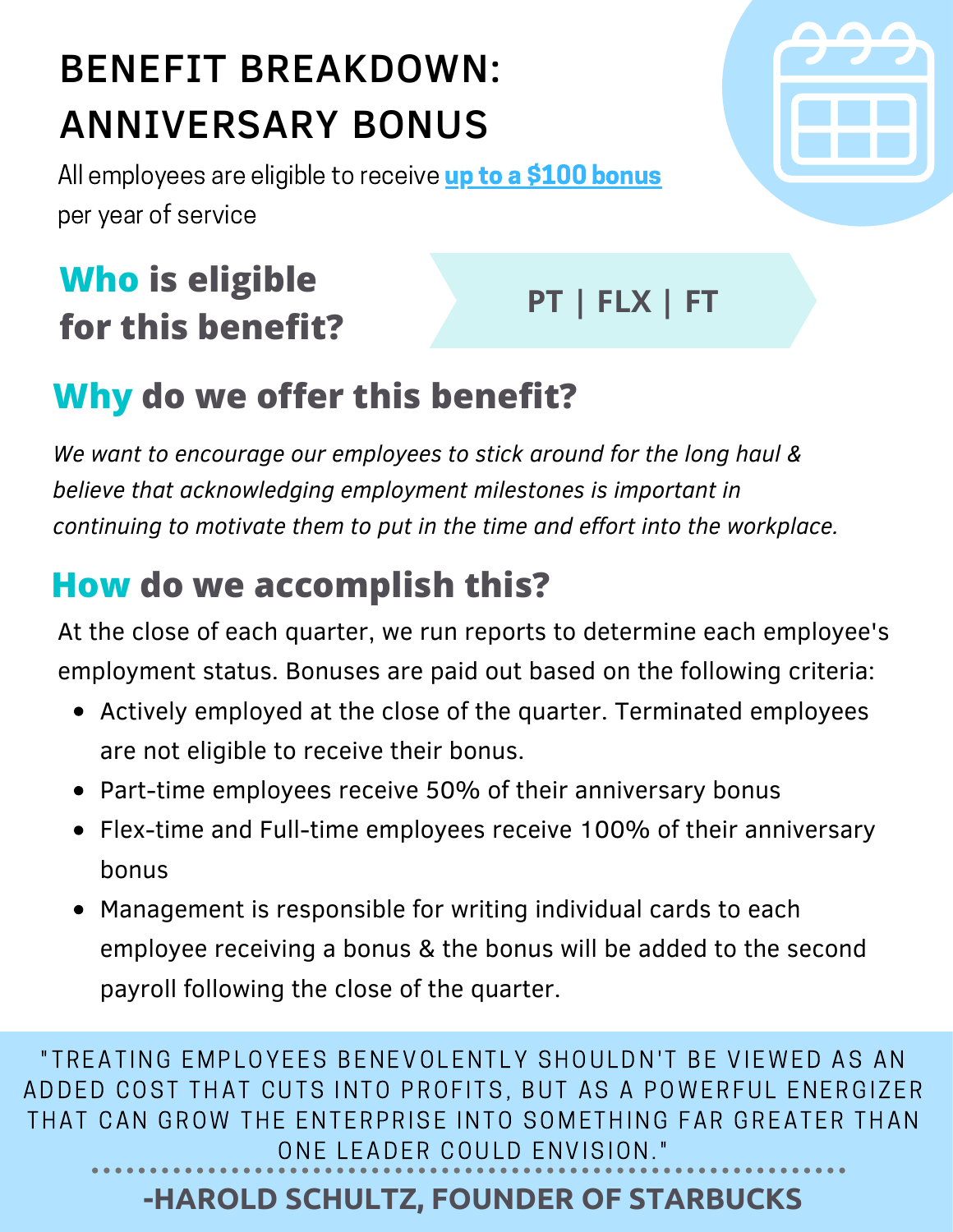# BENEFIT BREAKDOWN: ANNIVERSARY BONUS

All employees are eligible to receive **up to a $100 bonus** per year of service

## Who is eligible for this benefit?

**PT | FLX | FT**

## Why do we offer this benefit?

*We want to encourage our employees to stick around for the long haul & believe that acknowledging employment milestones is important in continuing to motivate them to put in the time and effort into the workplace.*

## How do we accomplish this?

At the close of each quarter, we run reports to determine each employee's employment status. Bonuses are paid out based on the following criteria:

- Actively employed at the close of the quarter. Terminated employees are not eligible to receive their bonus.
- Part-time employees receive 50% of their anniversary bonus
- Flex-time and Full-time employees receive 100% of their anniversary bonus
- Management is responsible for writing individual cards to each employee receiving a bonus & the bonus will be added to the second payroll following the close of the quarter.

"TREATING EMPLOYEES BENEVOLENTLY SHOULDN'T BE VIEWED AS AN ADDED COST THAT CUTS INTO PROFITS, BUT AS A POWERFUL ENERGIZER THAT CAN GROW THE ENTERPRISE INTO SOMETHING FAR GREATER THAN ONE LEADER COULD ENVISION."

**-HAROLD SCHULTZ, FOUNDER OF STARBUCKS**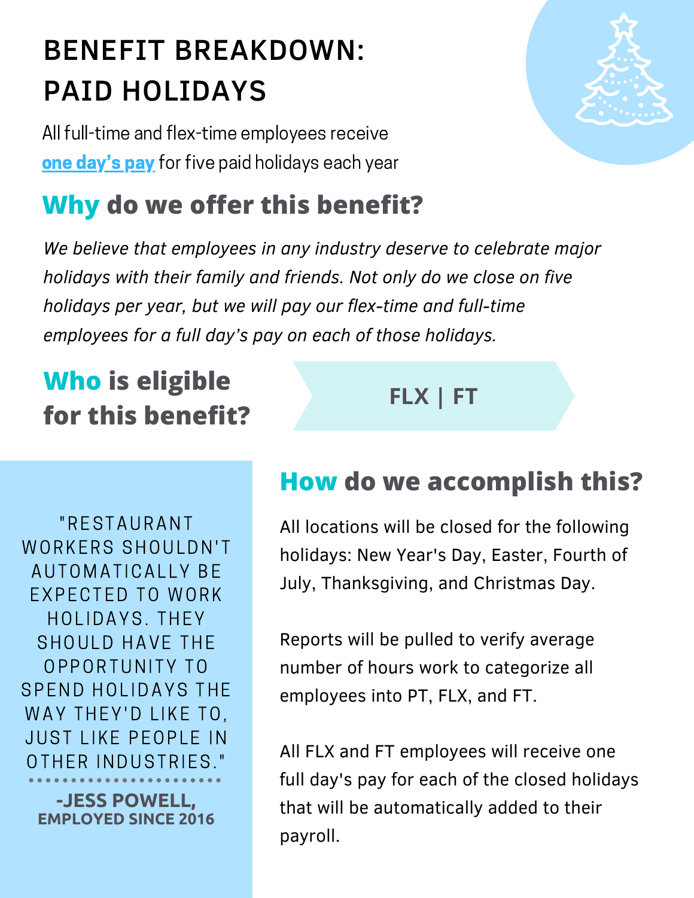# BENEFIT BREAKDOWN: PAID HOLIDAYS

All full-time and flex-time employees receive **one day's pay** for five paid holidays each year

## Why do we offer this benefit?

*We believe that employees in any industry deserve to celebrate major holidays with their family and friends. Not only do we close on five holidays per year, but we will pay our flex-time and full-time employees for a full day's pay on each of those holidays.*

## Who is eligible for this benefit?

**FLX | FT**

"RESTAURANT WORKERS SHOULDN'T AUTOMATICALLY BE EXPECTED TO WORK HOLIDAYS. THEY SHOULD HAVE THE OPPORTUNITY TO SPEND HOLIDAYS THE WAY THEY'D LIKE TO, JUST LIKE PEOPLE IN OTHER INDUSTRIES."

**-JESS POWELL,**
**EMPLOYED SINCE 2016**

## How do we accomplish this?

All locations will be closed for the following holidays: New Year's Day, Easter, Fourth of July, Thanksgiving, and Christmas Day.

Reports will be pulled to verify average number of hours work to categorize all employees into PT, FLX, and FT.

All FLX and FT employees will receive one full day's pay for each of the closed holidays that will be automatically added to their payroll.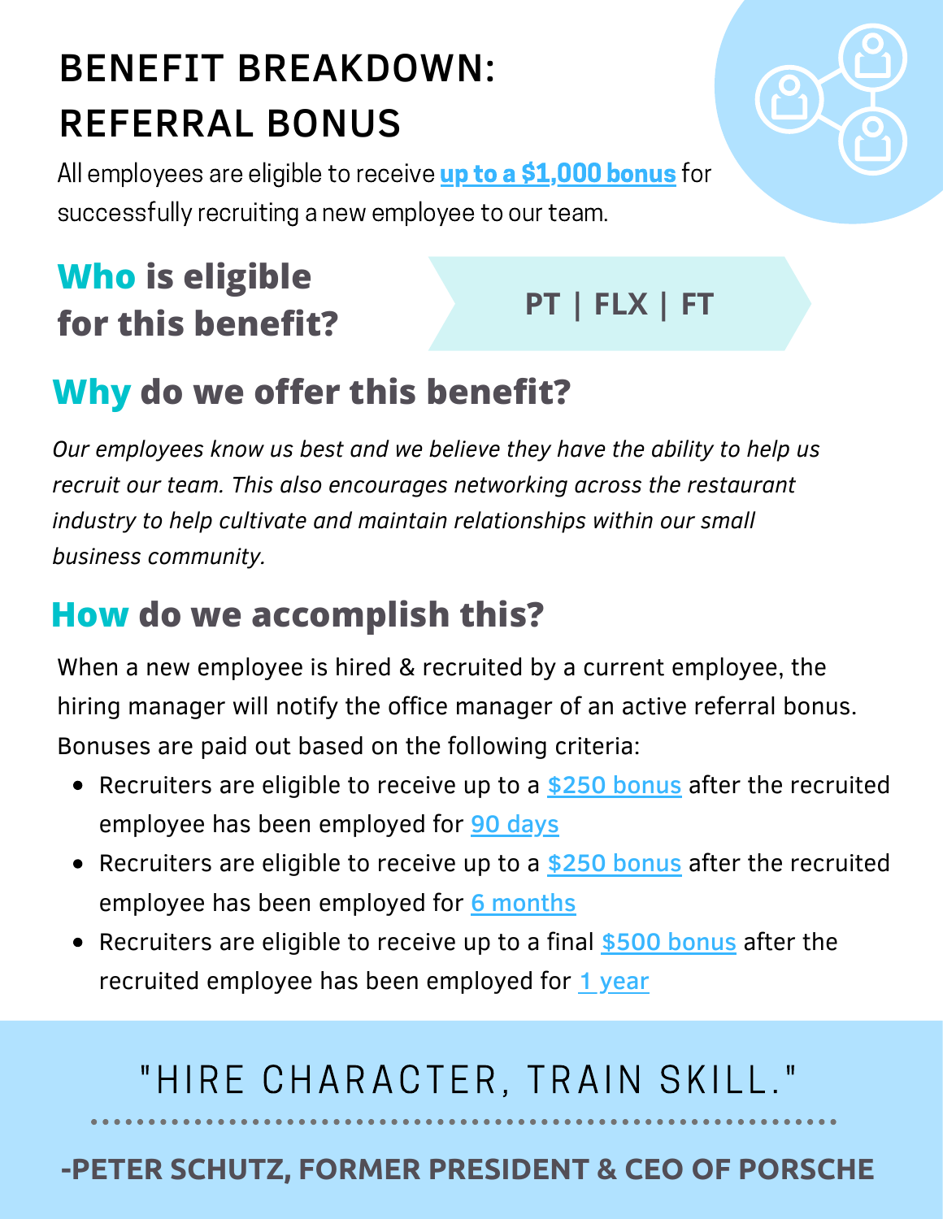# BENEFIT BREAKDOWN: REFERRAL BONUS

All employees are eligible to receive **up to a $1,000 bonus** for successfully recruiting a new employee to our team.

## Who is eligible for this benefit?

**PT | FLX | FT**

## Why do we offer this benefit?

*Our employees know us best and we believe they have the ability to help us recruit our team. This also encourages networking across the restaurant industry to help cultivate and maintain relationships within our small business community.*

## How do we accomplish this?

When a new employee is hired & recruited by a current employee, the hiring manager will notify the office manager of an active referral bonus. Bonuses are paid out based on the following criteria:

- Recruiters are eligible to receive up to a $250 bonus after the recruited employee has been employed for 90 days
- Recruiters are eligible to receive up to a $250 bonus after the recruited employee has been employed for 6 months
- Recruiters are eligible to receive up to a final $500 bonus after the recruited employee has been employed for 1 year

"HIRE CHARACTER, TRAIN SKILL."

**-PETER SCHUTZ, FORMER PRESIDENT & CEO OF PORSCHE**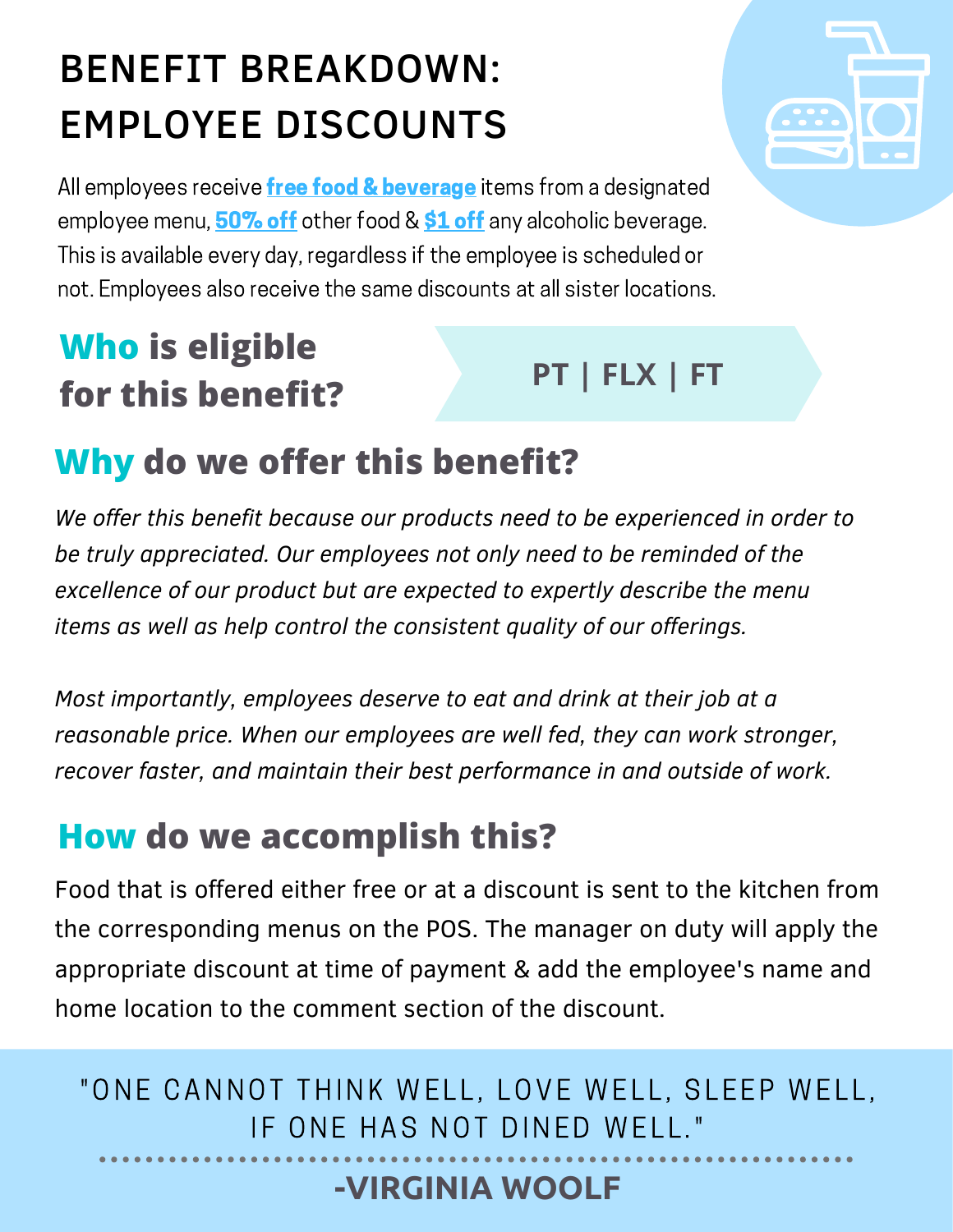# BENEFIT BREAKDOWN: EMPLOYEE DISCOUNTS

All employees receive **free food & beverage** items from a designated employee menu, **50% off** other food & **$1 off** any alcoholic beverage. This is available every day, regardless if the employee is scheduled or not. Employees also receive the same discounts at all sister locations.

## Who is eligible for this benefit?

**PT | FLX | FT**

## Why do we offer this benefit?

*We offer this benefit because our products need to be experienced in order to be truly appreciated. Our employees not only need to be reminded of the excellence of our product but are expected to expertly describe the menu items as well as help control the consistent quality of our offerings.*

*Most importantly, employees deserve to eat and drink at their job at a reasonable price. When our employees are well fed, they can work stronger, recover faster, and maintain their best performance in and outside of work.*

## How do we accomplish this?

Food that is offered either free or at a discount is sent to the kitchen from the corresponding menus on the POS. The manager on duty will apply the appropriate discount at time of payment & add the employee's name and home location to the comment section of the discount.

"ONE CANNOT THINK WELL, LOVE WELL, SLEEP WELL, IF ONE HAS NOT DINED WELL."

**-VIRGINIA WOOLF**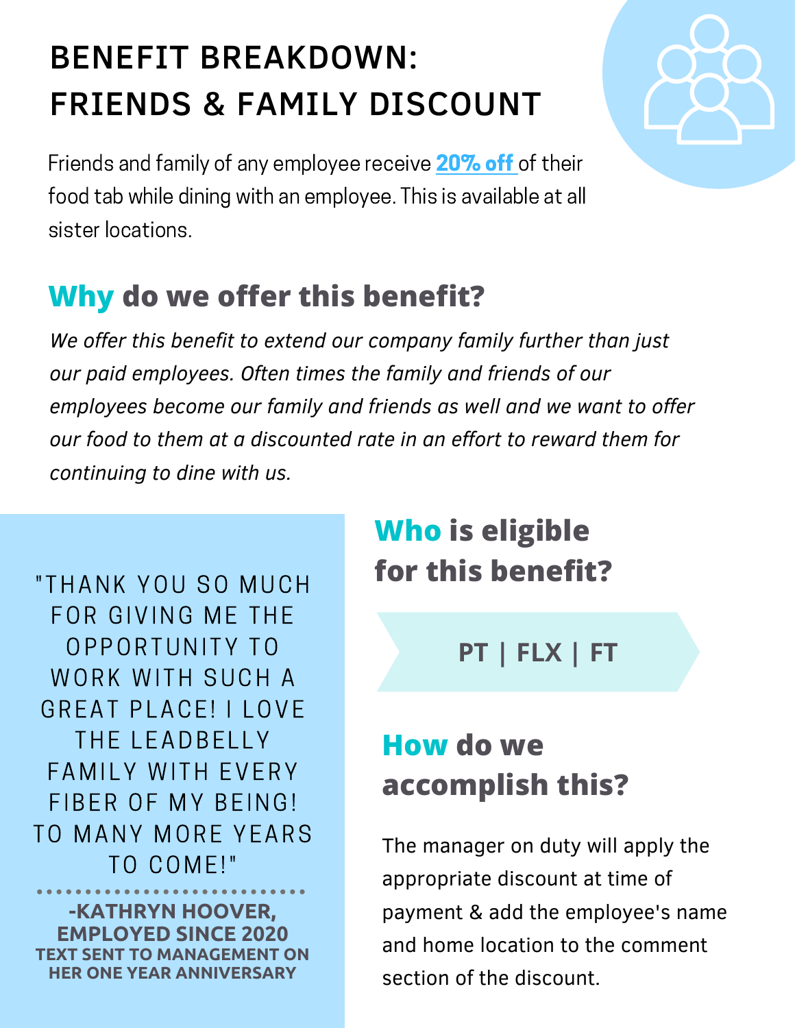# BENEFIT BREAKDOWN: FRIENDS & FAMILY DISCOUNT

Friends and family of any employee receive **20% off** of their food tab while dining with an employee. This is available at all sister locations.

## Why do we offer this benefit?

*We offer this benefit to extend our company family further than just our paid employees. Often times the family and friends of our employees become our family and friends as well and we want to offer our food to them at a discounted rate in an effort to reward them for continuing to dine with us.*

## Who is eligible for this benefit?

**PT | FLX | FT**

## How do we accomplish this?

The manager on duty will apply the appropriate discount at time of payment & add the employee's name and home location to the comment section of the discount.

"THANK YOU SO MUCH FOR GIVING ME THE OPPORTUNITY TO WORK WITH SUCH A GREAT PLACE! I LOVE THE LEADBELLY FAMILY WITH EVERY FIBER OF MY BEING! TO MANY MORE YEARS TO COME!"

**-KATHRYN HOOVER, EMPLOYED SINCE 2020**
**TEXT SENT TO MANAGEMENT ON HER ONE YEAR ANNIVERSARY**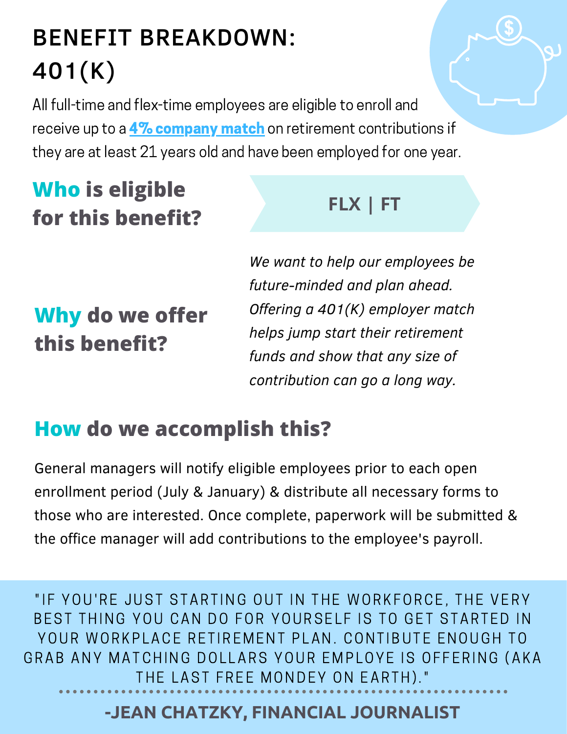# BENEFIT BREAKDOWN: 401(K)

All full-time and flex-time employees are eligible to enroll and receive up to a **4% company match** on retirement contributions if they are at least 21 years old and have been employed for one year.

## Who is eligible for this benefit?

**FLX | FT**

## Why do we offer this benefit?

*We want to help our employees be future-minded and plan ahead. Offering a 401(K) employer match helps jump start their retirement funds and show that any size of contribution can go a long way.*

## How do we accomplish this?

General managers will notify eligible employees prior to each open enrollment period (July & January) & distribute all necessary forms to those who are interested. Once complete, paperwork will be submitted & the office manager will add contributions to the employee's payroll.

"IF YOU'RE JUST STARTING OUT IN THE WORKFORCE, THE VERY BEST THING YOU CAN DO FOR YOURSELF IS TO GET STARTED IN YOUR WORKPLACE RETIREMENT PLAN. CONTIBUTE ENOUGH TO GRAB ANY MATCHING DOLLARS YOUR EMPLOYE IS OFFERING (AKA THE LAST FREE MONDEY ON EARTH)."

**-JEAN CHATZKY, FINANCIAL JOURNALIST**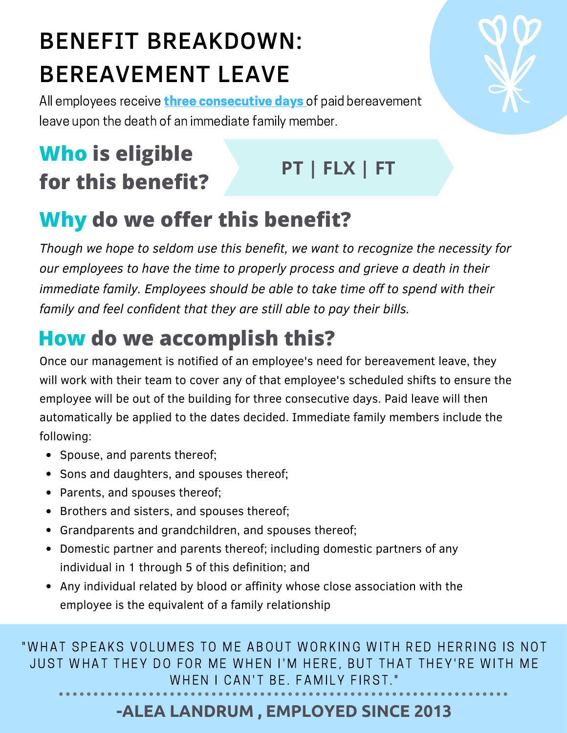# BENEFIT BREAKDOWN: BEREAVEMENT LEAVE

All employees receive **three consecutive days** of paid bereavement leave upon the death of an immediate family member.

## Who is eligible for this benefit?

**PT | FLX | FT**

## Why do we offer this benefit?

*Though we hope to seldom use this benefit, we want to recognize the necessity for our employees to have the time to properly process and grieve a death in their immediate family. Employees should be able to take time off to spend with their family and feel confident that they are still able to pay their bills.*

## How do we accomplish this?

Once our management is notified of an employee's need for bereavement leave, they will work with their team to cover any of that employee's scheduled shifts to ensure the employee will be out of the building for three consecutive days. Paid leave will then automatically be applied to the dates decided. Immediate family members include the following:

- Spouse, and parents thereof;
- Sons and daughters, and spouses thereof;
- Parents, and spouses thereof;
- Brothers and sisters, and spouses thereof;
- Grandparents and grandchildren, and spouses thereof;
- Domestic partner and parents thereof; including domestic partners of any individual in 1 through 5 of this definition; and
- Any individual related by blood or affinity whose close association with the employee is the equivalent of a family relationship

> "WHAT SPEAKS VOLUMES TO ME ABOUT WORKING WITH RED HERRING IS NOT JUST WHAT THEY DO FOR ME WHEN I'M HERE, BUT THAT THEY'RE WITH ME WHEN I CAN'T BE. FAMILY FIRST."
>
> **-ALEA LANDRUM , EMPLOYED SINCE 2013**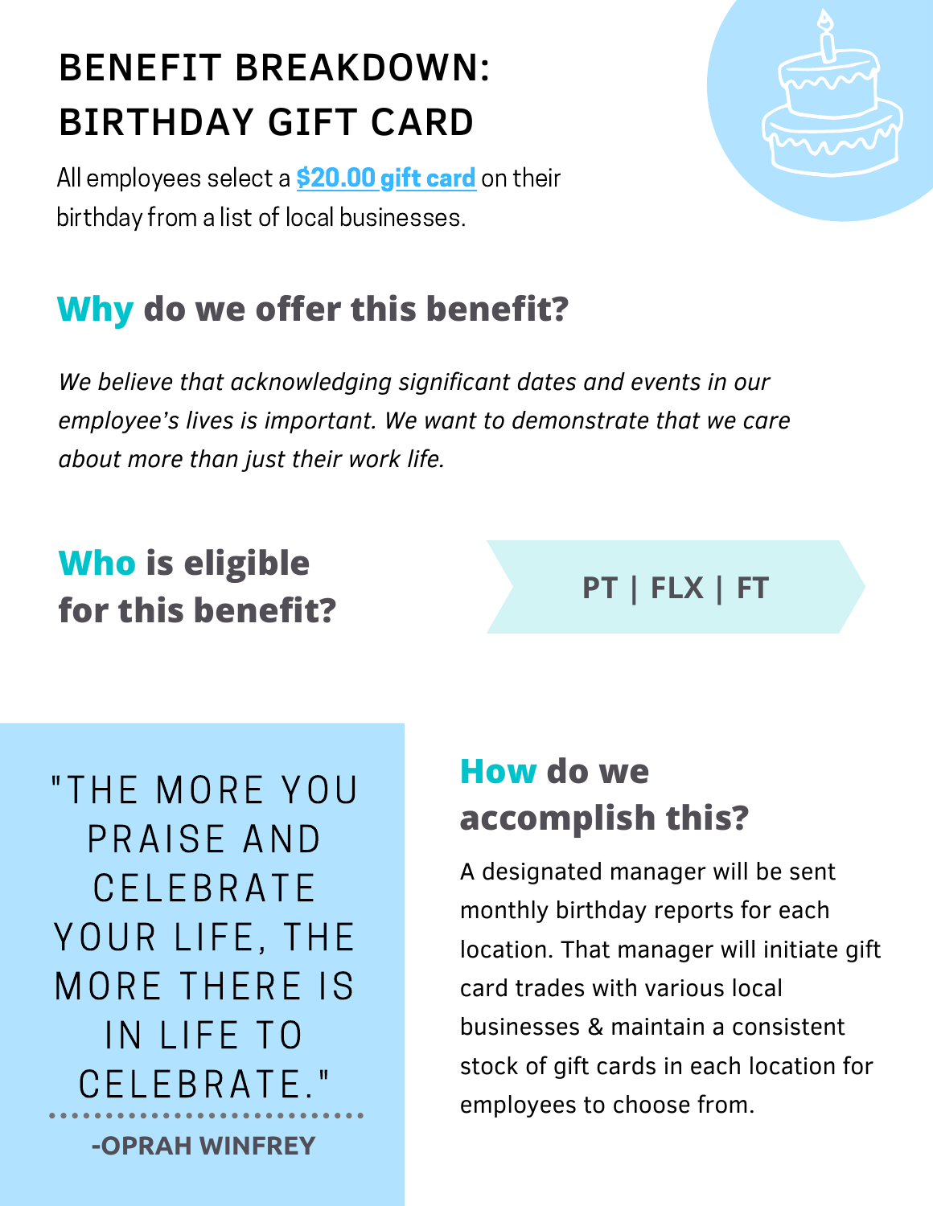# BENEFIT BREAKDOWN: BIRTHDAY GIFT CARD

All employees select a **$20.00 gift card** on their birthday from a list of local businesses.

## Why do we offer this benefit?

*We believe that acknowledging significant dates and events in our employee's lives is important. We want to demonstrate that we care about more than just their work life.*

## Who is eligible for this benefit?

**PT | FLX | FT**

> "THE MORE YOU PRAISE AND CELEBRATE YOUR LIFE, THE MORE THERE IS IN LIFE TO CELEBRATE."
>
> **-OPRAH WINFREY**

## How do we accomplish this?

A designated manager will be sent monthly birthday reports for each location. That manager will initiate gift card trades with various local businesses & maintain a consistent stock of gift cards in each location for employees to choose from.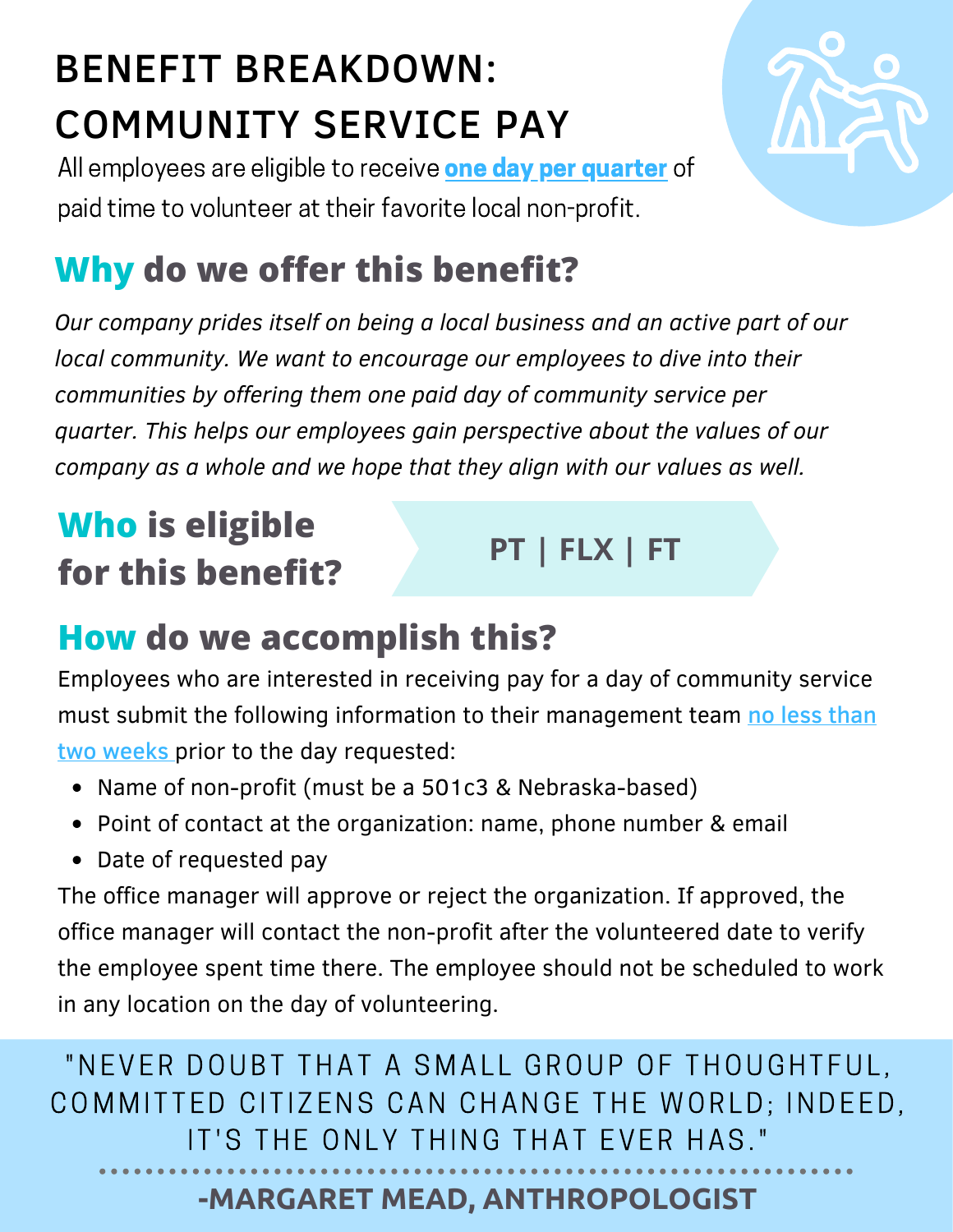# BENEFIT BREAKDOWN: COMMUNITY SERVICE PAY

All employees are eligible to receive **one day per quarter** of paid time to volunteer at their favorite local non-profit.

## Why do we offer this benefit?

*Our company prides itself on being a local business and an active part of our local community. We want to encourage our employees to dive into their communities by offering them one paid day of community service per quarter. This helps our employees gain perspective about the values of our company as a whole and we hope that they align with our values as well.*

## Who is eligible for this benefit?

**PT | FLX | FT**

## How do we accomplish this?

Employees who are interested in receiving pay for a day of community service must submit the following information to their management team no less than two weeks prior to the day requested:

- Name of non-profit (must be a 501c3 & Nebraska-based)
- Point of contact at the organization: name, phone number & email
- Date of requested pay

The office manager will approve or reject the organization. If approved, the office manager will contact the non-profit after the volunteered date to verify the employee spent time there. The employee should not be scheduled to work in any location on the day of volunteering.

"NEVER DOUBT THAT A SMALL GROUP OF THOUGHTFUL, COMMITTED CITIZENS CAN CHANGE THE WORLD; INDEED, IT'S THE ONLY THING THAT EVER HAS."

**-MARGARET MEAD, ANTHROPOLOGIST**